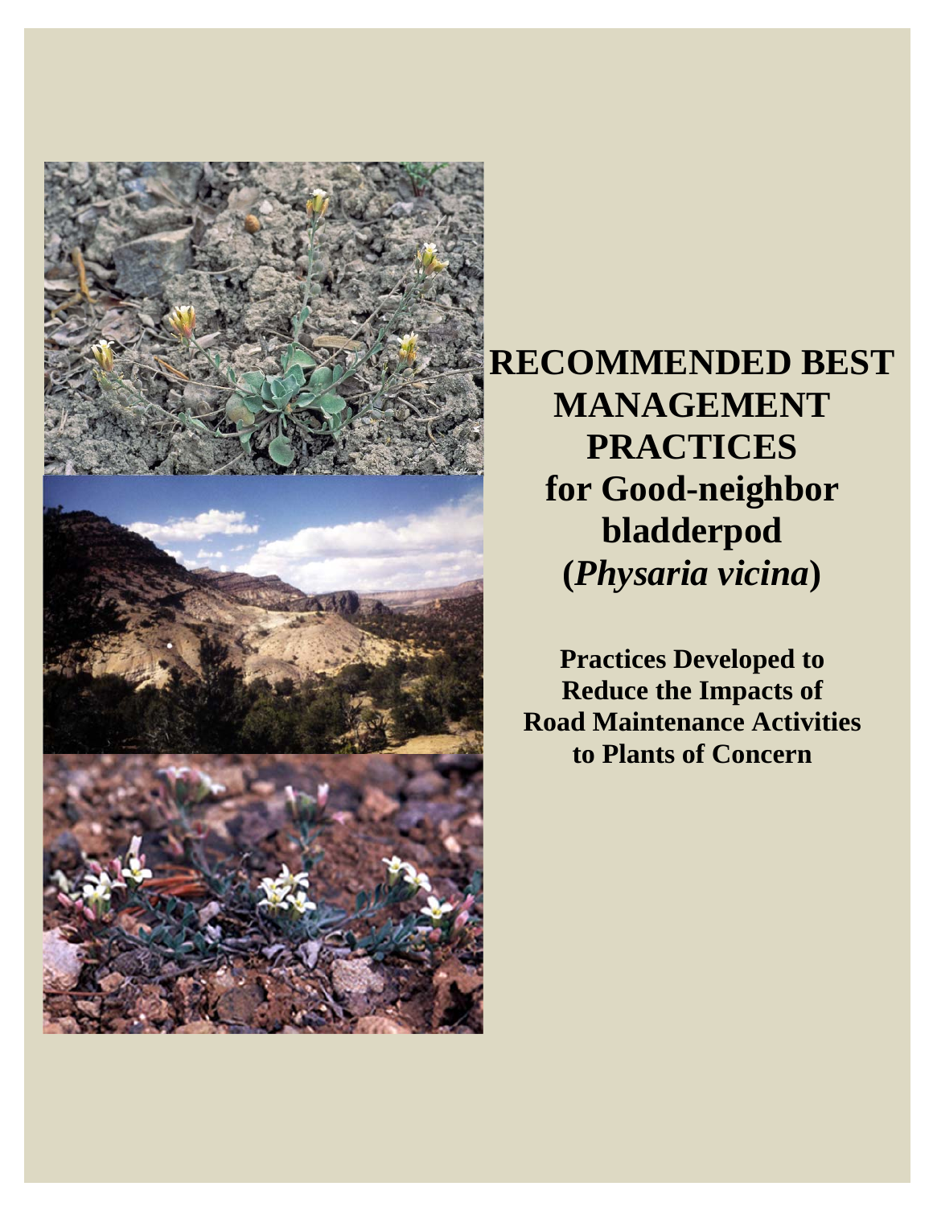# RECOMMENDED BEST MANAGEMENT PRACTICES for Good-neighbor bladderpod (*Physaria vicina*)

**Practices Developed to Reduce the Impacts of Road Maintenance Activities to Plants of Concern**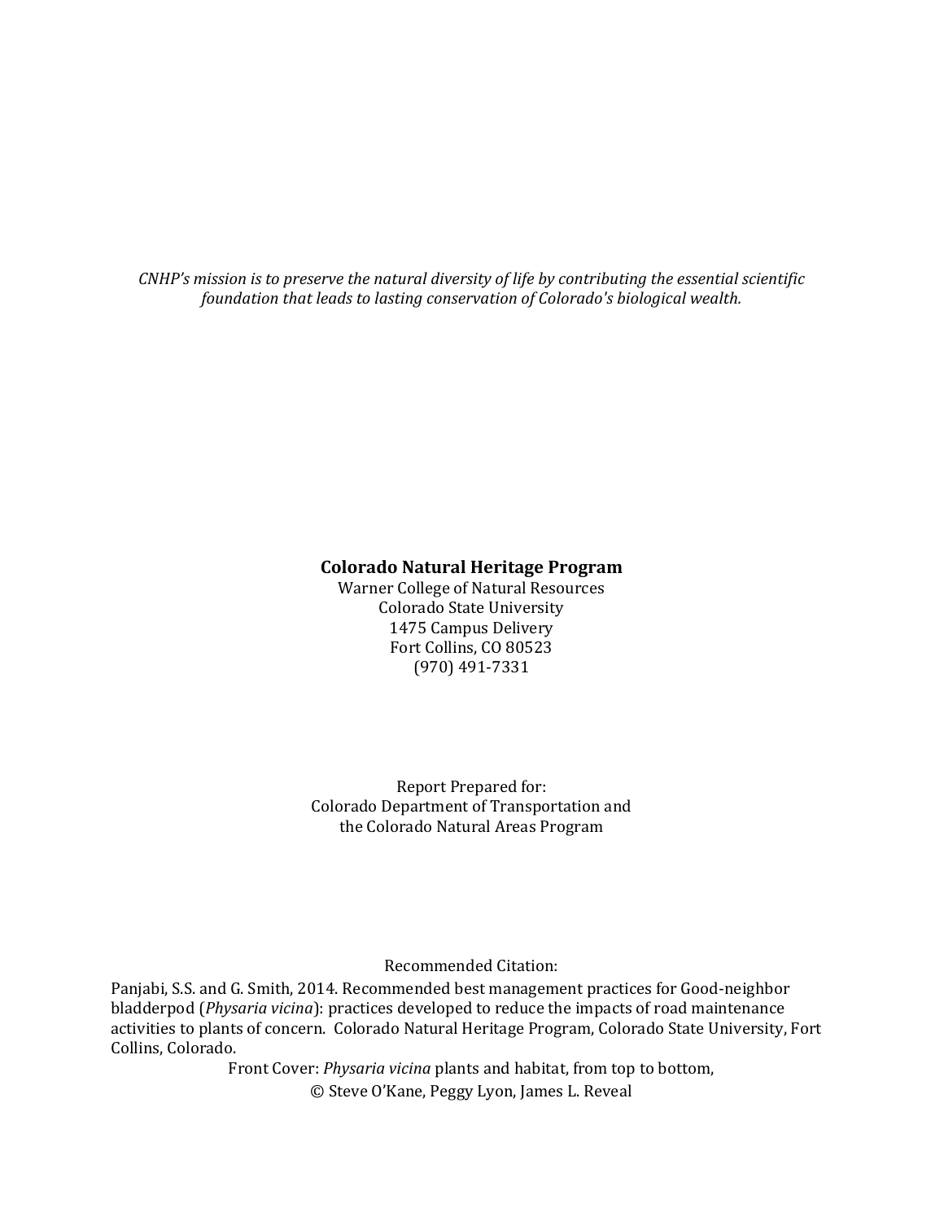*CNHP's mission is to preserve the natural diversity of life by contributing the essential scientific foundation that leads to lasting conservation of Colorado's biological wealth.*

**Colorado Natural Heritage Program**
Warner College of Natural Resources
Colorado State University
1475 Campus Delivery
Fort Collins, CO 80523
(970) 491-7331

Report Prepared for:
Colorado Department of Transportation and
the Colorado Natural Areas Program

Recommended Citation:
Panjabi, S.S. and G. Smith, 2014. Recommended best management practices for Good-neighbor bladderpod (*Physaria vicina*): practices developed to reduce the impacts of road maintenance activities to plants of concern. Colorado Natural Heritage Program, Colorado State University, Fort Collins, Colorado.

Front Cover: *Physaria vicina* plants and habitat, from top to bottom,
© Steve O'Kane, Peggy Lyon, James L. Reveal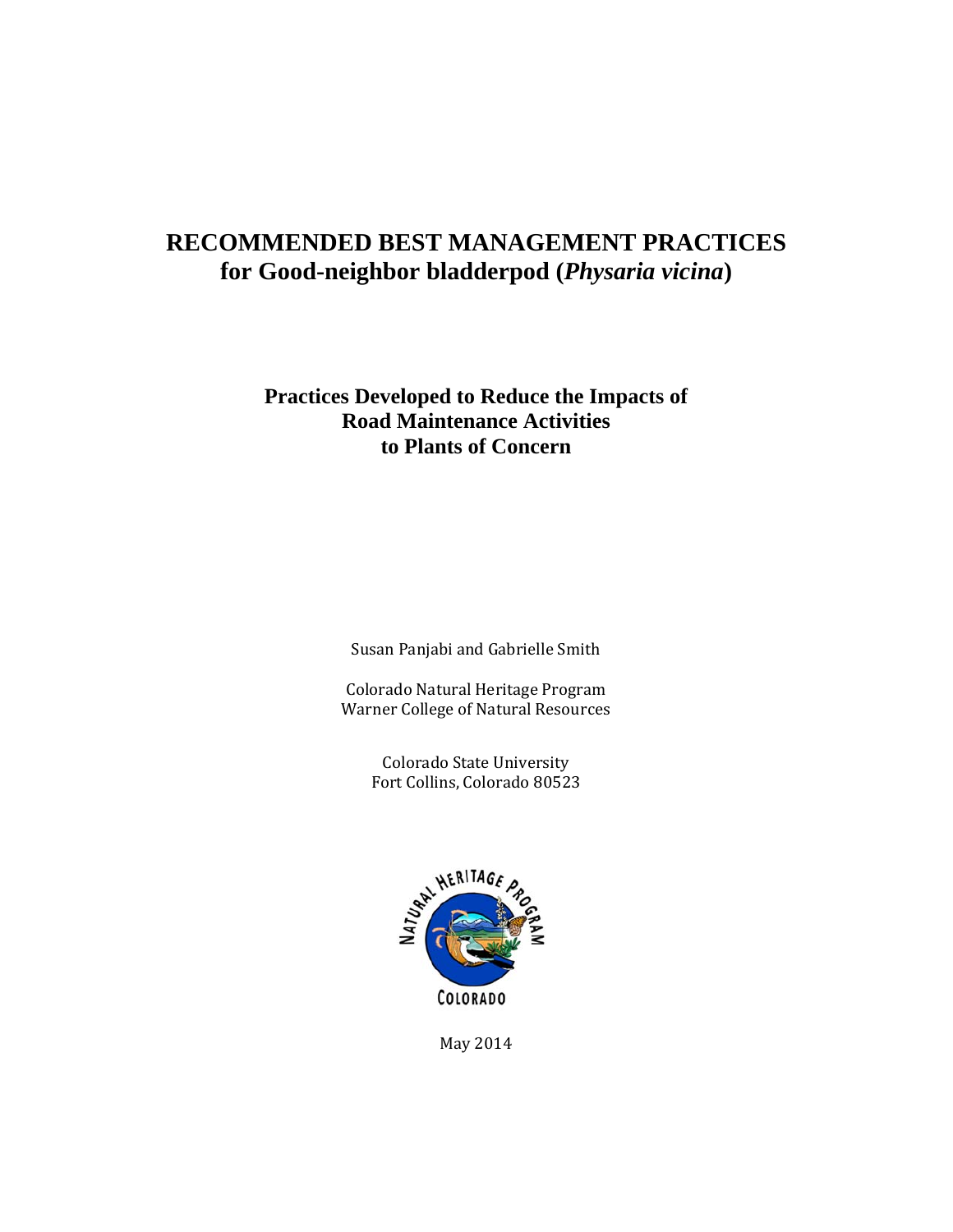# RECOMMENDED BEST MANAGEMENT PRACTICES for Good-neighbor bladderpod (*Physaria vicina*)

## Practices Developed to Reduce the Impacts of Road Maintenance Activities to Plants of Concern

Susan Panjabi and Gabrielle Smith

Colorado Natural Heritage Program
Warner College of Natural Resources

Colorado State University
Fort Collins, Colorado 80523

May 2014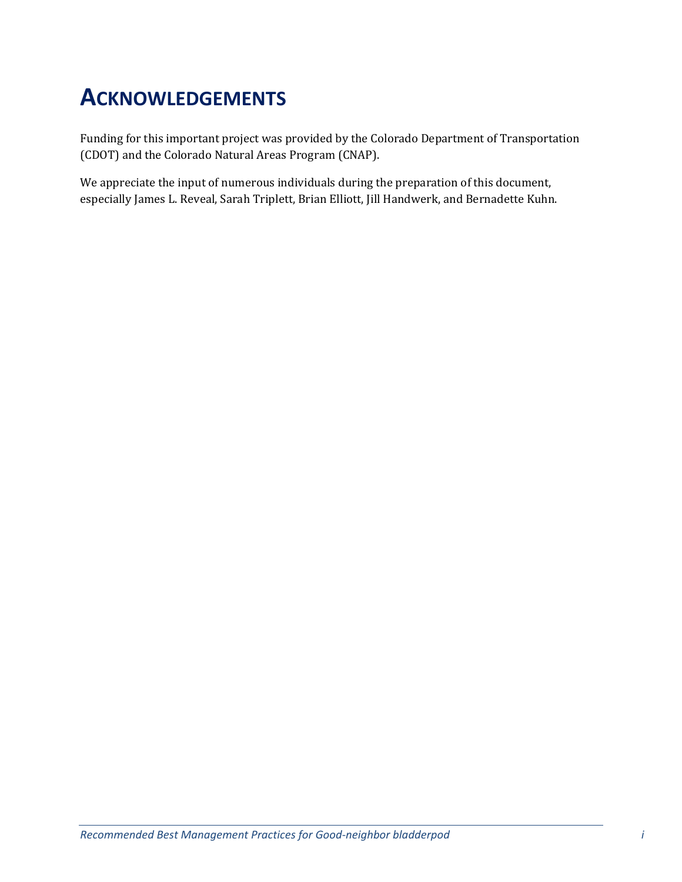# Acknowledgements

Funding for this important project was provided by the Colorado Department of Transportation (CDOT) and the Colorado Natural Areas Program (CNAP).

We appreciate the input of numerous individuals during the preparation of this document, especially James L. Reveal, Sarah Triplett, Brian Elliott, Jill Handwerk, and Bernadette Kuhn.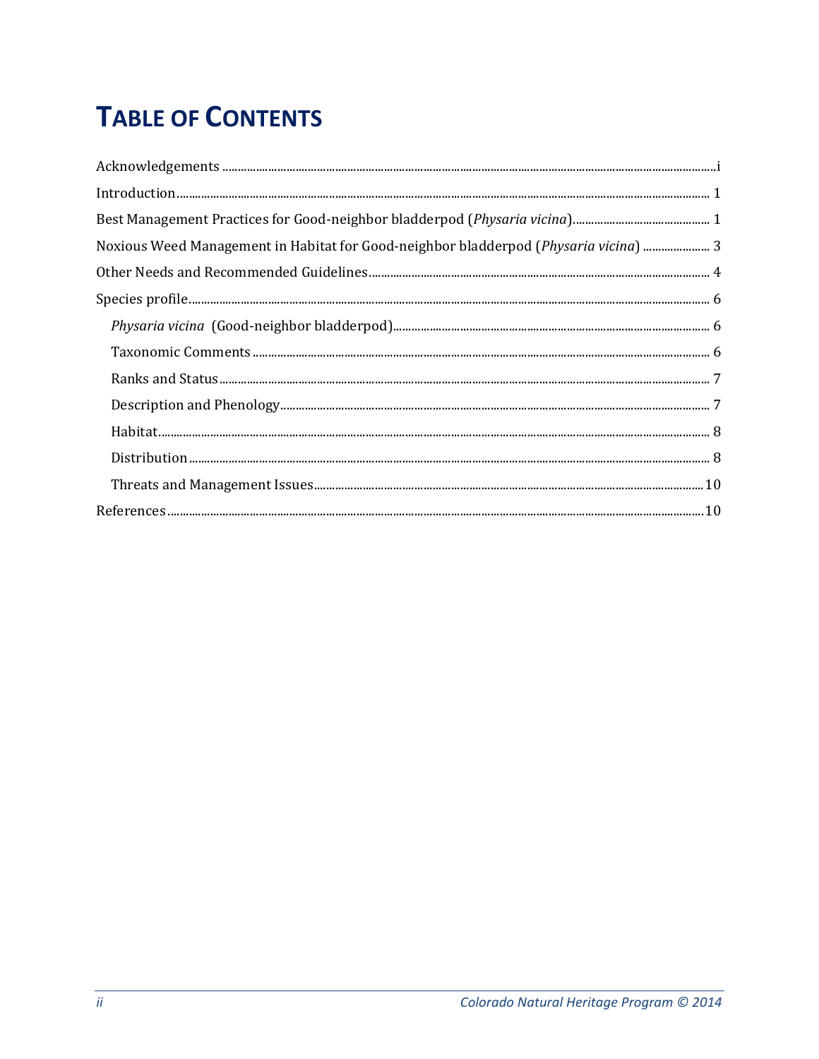# TABLE OF CONTENTS

Acknowledgements ........................................................................ i

Introduction ........................................................................ 1

Best Management Practices for Good-neighbor bladderpod (*Physaria vicina*) ........................................ 1

Noxious Weed Management in Habitat for Good-neighbor bladderpod (*Physaria vicina*) ........................ 3

Other Needs and Recommended Guidelines ........................................................................ 4

Species profile ........................................................................ 6

- *Physaria vicina* (Good-neighbor bladderpod) ........................................................................ 6
- Taxonomic Comments ........................................................................ 6
- Ranks and Status ........................................................................ 7
- Description and Phenology ........................................................................ 7
- Habitat ........................................................................ 8
- Distribution ........................................................................ 8
- Threats and Management Issues ........................................................................ 10

References ........................................................................ 10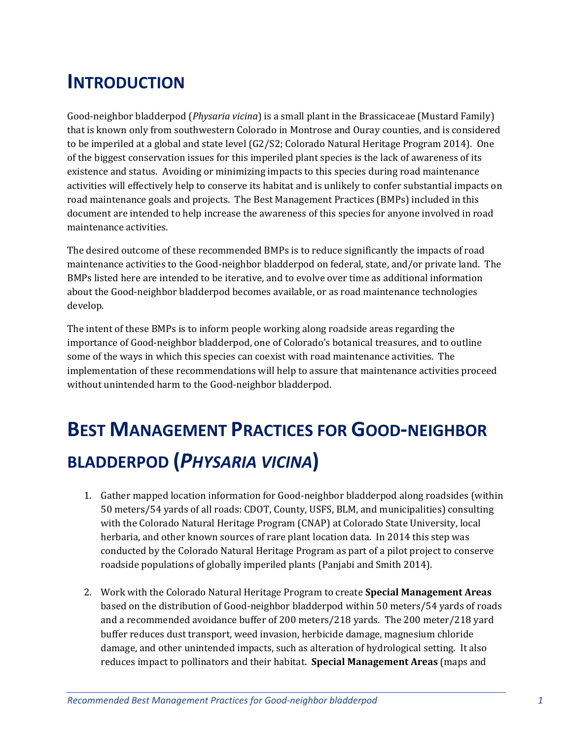# INTRODUCTION

Good-neighbor bladderpod (*Physaria vicina*) is a small plant in the Brassicaceae (Mustard Family) that is known only from southwestern Colorado in Montrose and Ouray counties, and is considered to be imperiled at a global and state level (G2/S2; Colorado Natural Heritage Program 2014). One of the biggest conservation issues for this imperiled plant species is the lack of awareness of its existence and status. Avoiding or minimizing impacts to this species during road maintenance activities will effectively help to conserve its habitat and is unlikely to confer substantial impacts on road maintenance goals and projects. The Best Management Practices (BMPs) included in this document are intended to help increase the awareness of this species for anyone involved in road maintenance activities.

The desired outcome of these recommended BMPs is to reduce significantly the impacts of road maintenance activities to the Good-neighbor bladderpod on federal, state, and/or private land. The BMPs listed here are intended to be iterative, and to evolve over time as additional information about the Good-neighbor bladderpod becomes available, or as road maintenance technologies develop.

The intent of these BMPs is to inform people working along roadside areas regarding the importance of Good-neighbor bladderpod, one of Colorado's botanical treasures, and to outline some of the ways in which this species can coexist with road maintenance activities. The implementation of these recommendations will help to assure that maintenance activities proceed without unintended harm to the Good-neighbor bladderpod.

# BEST MANAGEMENT PRACTICES FOR GOOD-NEIGHBOR BLADDERPOD (*PHYSARIA VICINA*)

1. Gather mapped location information for Good-neighbor bladderpod along roadsides (within 50 meters/54 yards of all roads: CDOT, County, USFS, BLM, and municipalities) consulting with the Colorado Natural Heritage Program (CNAP) at Colorado State University, local herbaria, and other known sources of rare plant location data. In 2014 this step was conducted by the Colorado Natural Heritage Program as part of a pilot project to conserve roadside populations of globally imperiled plants (Panjabi and Smith 2014).

2. Work with the Colorado Natural Heritage Program to create **Special Management Areas** based on the distribution of Good-neighbor bladderpod within 50 meters/54 yards of roads and a recommended avoidance buffer of 200 meters/218 yards. The 200 meter/218 yard buffer reduces dust transport, weed invasion, herbicide damage, magnesium chloride damage, and other unintended impacts, such as alteration of hydrological setting. It also reduces impact to pollinators and their habitat. **Special Management Areas** (maps and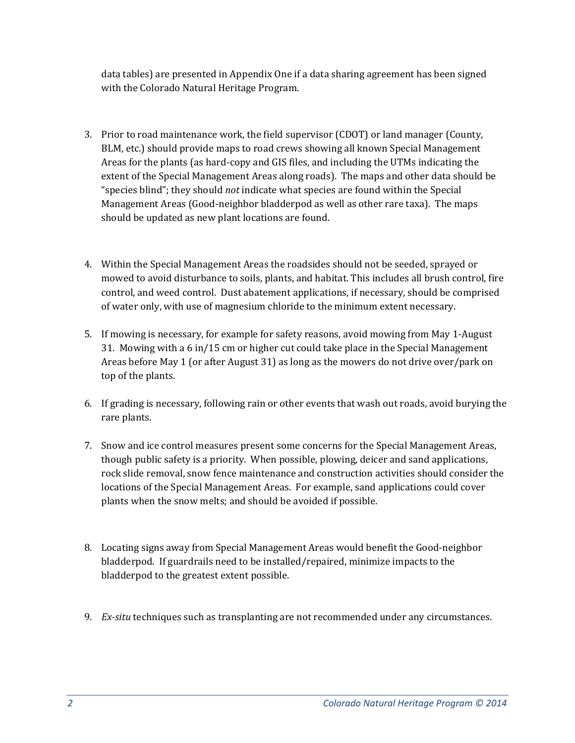data tables) are presented in Appendix One if a data sharing agreement has been signed with the Colorado Natural Heritage Program.

3. Prior to road maintenance work, the field supervisor (CDOT) or land manager (County, BLM, etc.) should provide maps to road crews showing all known Special Management Areas for the plants (as hard-copy and GIS files, and including the UTMs indicating the extent of the Special Management Areas along roads). The maps and other data should be "species blind"; they should *not* indicate what species are found within the Special Management Areas (Good-neighbor bladderpod as well as other rare taxa). The maps should be updated as new plant locations are found.

4. Within the Special Management Areas the roadsides should not be seeded, sprayed or mowed to avoid disturbance to soils, plants, and habitat. This includes all brush control, fire control, and weed control. Dust abatement applications, if necessary, should be comprised of water only, with use of magnesium chloride to the minimum extent necessary.

5. If mowing is necessary, for example for safety reasons, avoid mowing from May 1-August 31. Mowing with a 6 in/15 cm or higher cut could take place in the Special Management Areas before May 1 (or after August 31) as long as the mowers do not drive over/park on top of the plants.

6. If grading is necessary, following rain or other events that wash out roads, avoid burying the rare plants.

7. Snow and ice control measures present some concerns for the Special Management Areas, though public safety is a priority. When possible, plowing, deicer and sand applications, rock slide removal, snow fence maintenance and construction activities should consider the locations of the Special Management Areas. For example, sand applications could cover plants when the snow melts; and should be avoided if possible.

8. Locating signs away from Special Management Areas would benefit the Good-neighbor bladderpod. If guardrails need to be installed/repaired, minimize impacts to the bladderpod to the greatest extent possible.

9. *Ex-situ* techniques such as transplanting are not recommended under any circumstances.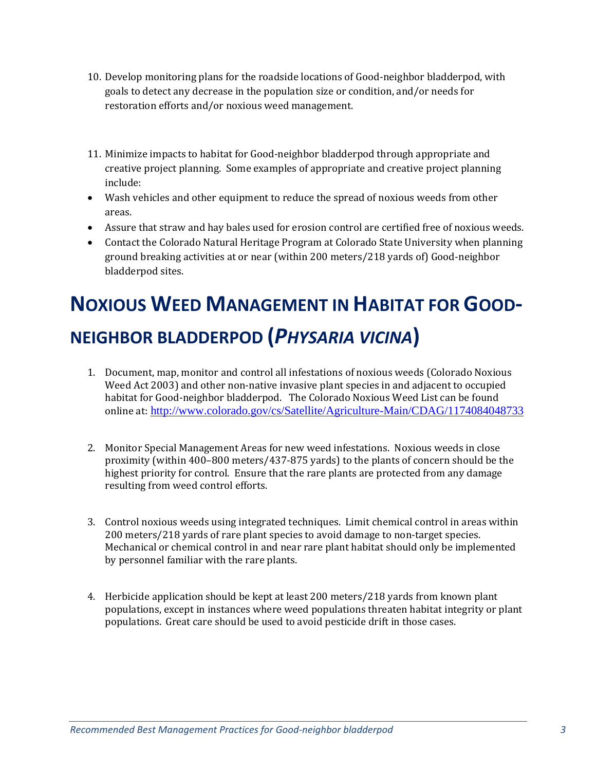10. Develop monitoring plans for the roadside locations of Good-neighbor bladderpod, with goals to detect any decrease in the population size or condition, and/or needs for restoration efforts and/or noxious weed management.

11. Minimize impacts to habitat for Good-neighbor bladderpod through appropriate and creative project planning. Some examples of appropriate and creative project planning include:

- Wash vehicles and other equipment to reduce the spread of noxious weeds from other areas.
- Assure that straw and hay bales used for erosion control are certified free of noxious weeds.
- Contact the Colorado Natural Heritage Program at Colorado State University when planning ground breaking activities at or near (within 200 meters/218 yards of) Good-neighbor bladderpod sites.

# NOXIOUS WEED MANAGEMENT IN HABITAT FOR GOOD-NEIGHBOR BLADDERPOD (*PHYSARIA VICINA*)

1. Document, map, monitor and control all infestations of noxious weeds (Colorado Noxious Weed Act 2003) and other non-native invasive plant species in and adjacent to occupied habitat for Good-neighbor bladderpod. The Colorado Noxious Weed List can be found online at: http://www.colorado.gov/cs/Satellite/Agriculture-Main/CDAG/1174084048733

2. Monitor Special Management Areas for new weed infestations. Noxious weeds in close proximity (within 400–800 meters/437-875 yards) to the plants of concern should be the highest priority for control. Ensure that the rare plants are protected from any damage resulting from weed control efforts.

3. Control noxious weeds using integrated techniques. Limit chemical control in areas within 200 meters/218 yards of rare plant species to avoid damage to non-target species. Mechanical or chemical control in and near rare plant habitat should only be implemented by personnel familiar with the rare plants.

4. Herbicide application should be kept at least 200 meters/218 yards from known plant populations, except in instances where weed populations threaten habitat integrity or plant populations. Great care should be used to avoid pesticide drift in those cases.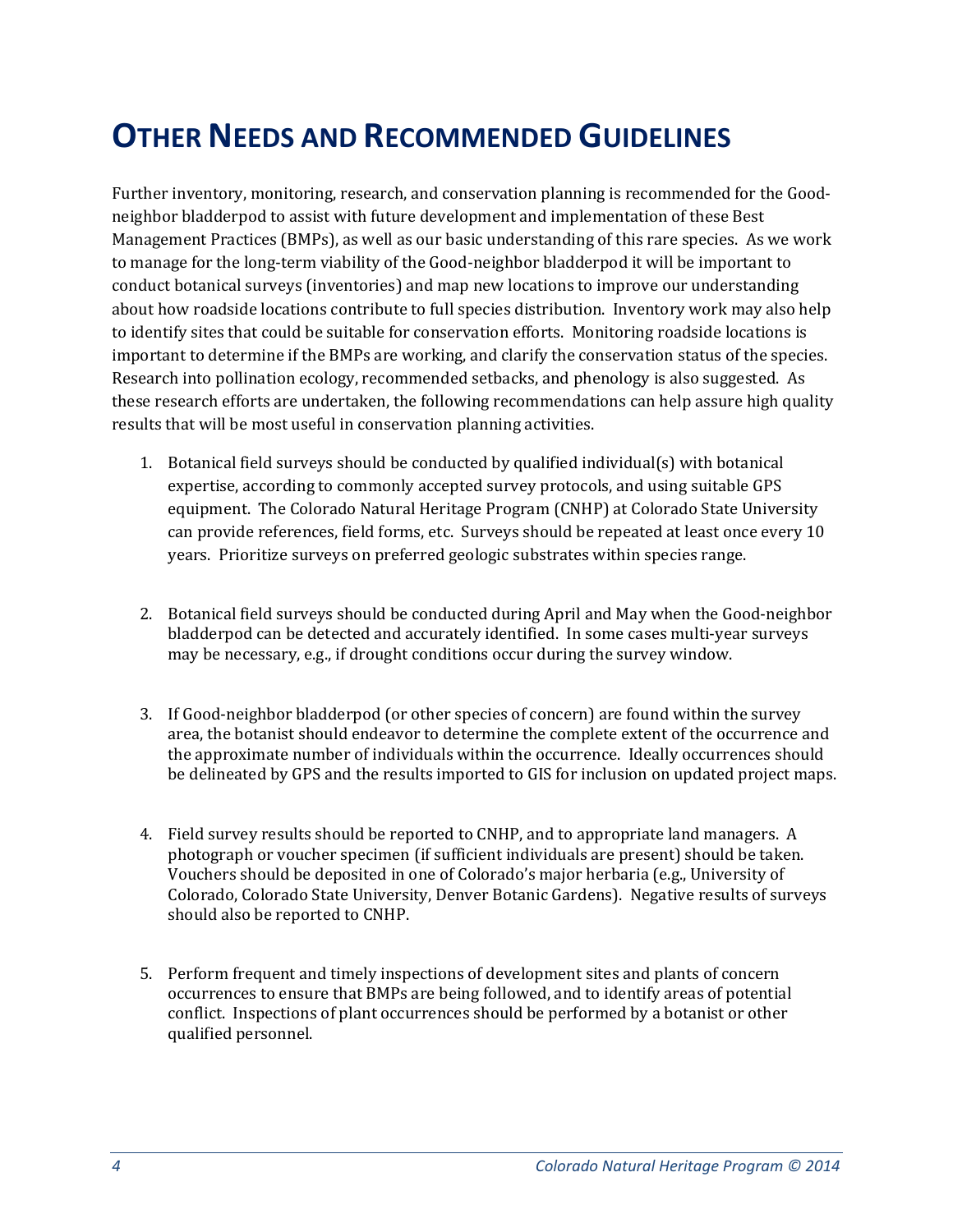# Other Needs and Recommended Guidelines

Further inventory, monitoring, research, and conservation planning is recommended for the Good-neighbor bladderpod to assist with future development and implementation of these Best Management Practices (BMPs), as well as our basic understanding of this rare species. As we work to manage for the long-term viability of the Good-neighbor bladderpod it will be important to conduct botanical surveys (inventories) and map new locations to improve our understanding about how roadside locations contribute to full species distribution. Inventory work may also help to identify sites that could be suitable for conservation efforts. Monitoring roadside locations is important to determine if the BMPs are working, and clarify the conservation status of the species. Research into pollination ecology, recommended setbacks, and phenology is also suggested. As these research efforts are undertaken, the following recommendations can help assure high quality results that will be most useful in conservation planning activities.

1. Botanical field surveys should be conducted by qualified individual(s) with botanical expertise, according to commonly accepted survey protocols, and using suitable GPS equipment. The Colorado Natural Heritage Program (CNHP) at Colorado State University can provide references, field forms, etc. Surveys should be repeated at least once every 10 years. Prioritize surveys on preferred geologic substrates within species range.

2. Botanical field surveys should be conducted during April and May when the Good-neighbor bladderpod can be detected and accurately identified. In some cases multi-year surveys may be necessary, e.g., if drought conditions occur during the survey window.

3. If Good-neighbor bladderpod (or other species of concern) are found within the survey area, the botanist should endeavor to determine the complete extent of the occurrence and the approximate number of individuals within the occurrence. Ideally occurrences should be delineated by GPS and the results imported to GIS for inclusion on updated project maps.

4. Field survey results should be reported to CNHP, and to appropriate land managers. A photograph or voucher specimen (if sufficient individuals are present) should be taken. Vouchers should be deposited in one of Colorado's major herbaria (e.g., University of Colorado, Colorado State University, Denver Botanic Gardens). Negative results of surveys should also be reported to CNHP.

5. Perform frequent and timely inspections of development sites and plants of concern occurrences to ensure that BMPs are being followed, and to identify areas of potential conflict. Inspections of plant occurrences should be performed by a botanist or other qualified personnel.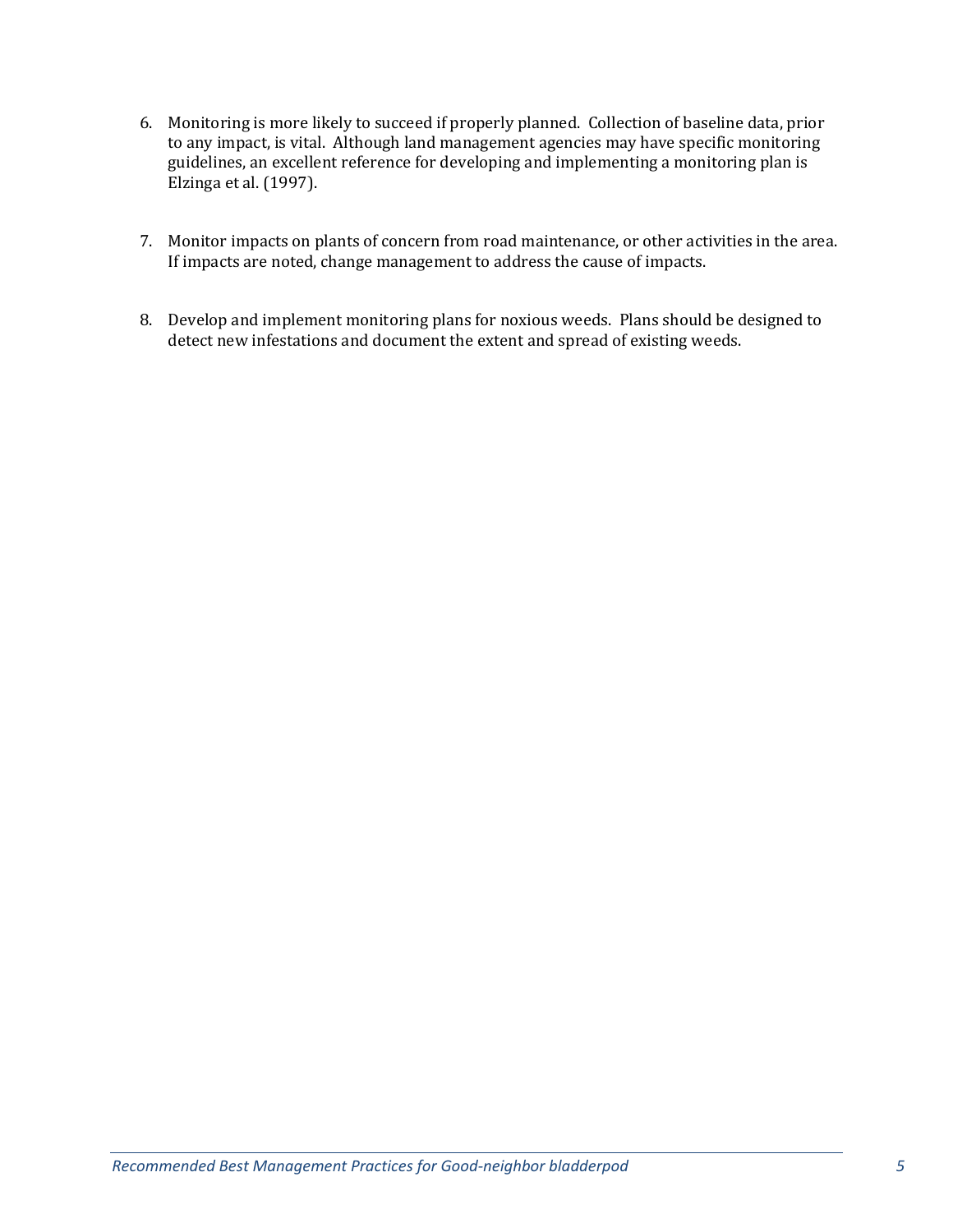6. Monitoring is more likely to succeed if properly planned. Collection of baseline data, prior to any impact, is vital. Although land management agencies may have specific monitoring guidelines, an excellent reference for developing and implementing a monitoring plan is Elzinga et al. (1997).

7. Monitor impacts on plants of concern from road maintenance, or other activities in the area. If impacts are noted, change management to address the cause of impacts.

8. Develop and implement monitoring plans for noxious weeds. Plans should be designed to detect new infestations and document the extent and spread of existing weeds.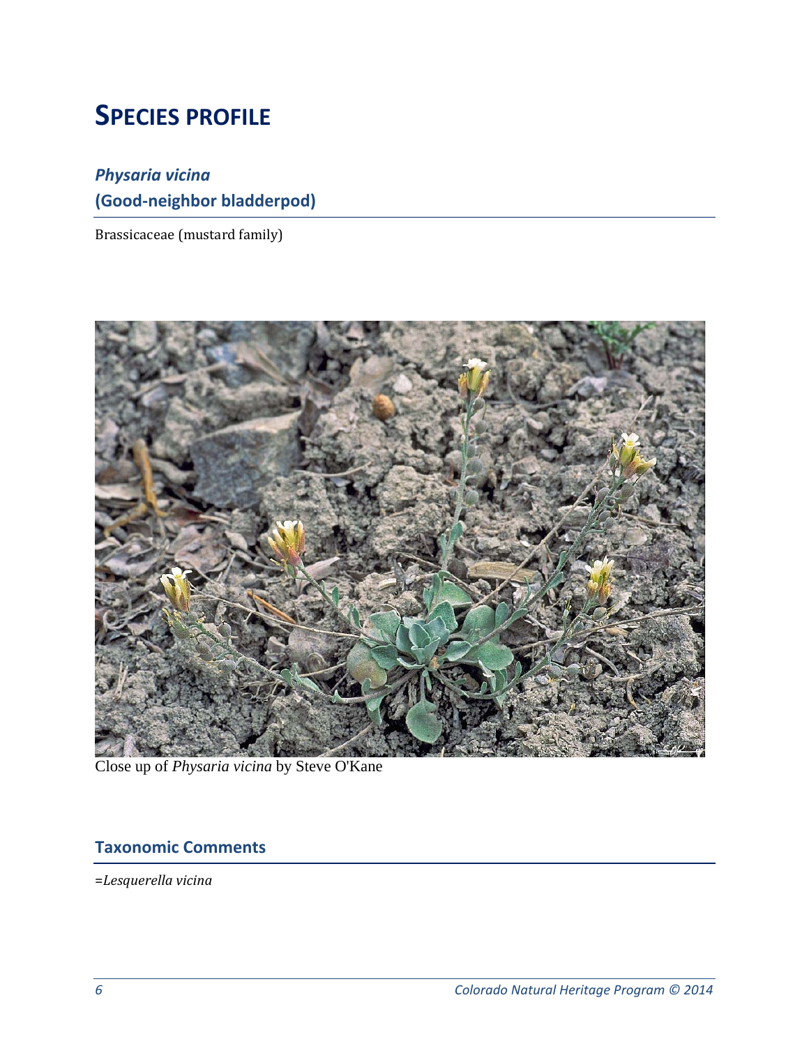# SPECIES PROFILE

## *Physaria vicina*
## (Good-neighbor bladderpod)

Brassicaceae (mustard family)

Close up of *Physaria vicina* by Steve O'Kane

## Taxonomic Comments

=*Lesquerella vicina*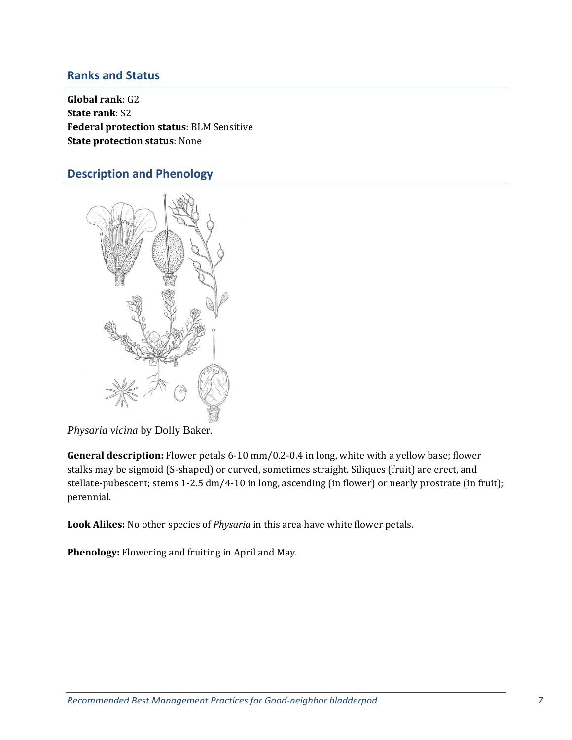## Ranks and Status

**Global rank**: G2
**State rank**: S2
**Federal protection status**: BLM Sensitive
**State protection status**: None

## Description and Phenology

*Physaria vicina* by Dolly Baker.

**General description:** Flower petals 6-10 mm/0.2-0.4 in long, white with a yellow base; flower stalks may be sigmoid (S-shaped) or curved, sometimes straight. Siliques (fruit) are erect, and stellate-pubescent; stems 1-2.5 dm/4-10 in long, ascending (in flower) or nearly prostrate (in fruit); perennial.

**Look Alikes:** No other species of *Physaria* in this area have white flower petals.

**Phenology:** Flowering and fruiting in April and May.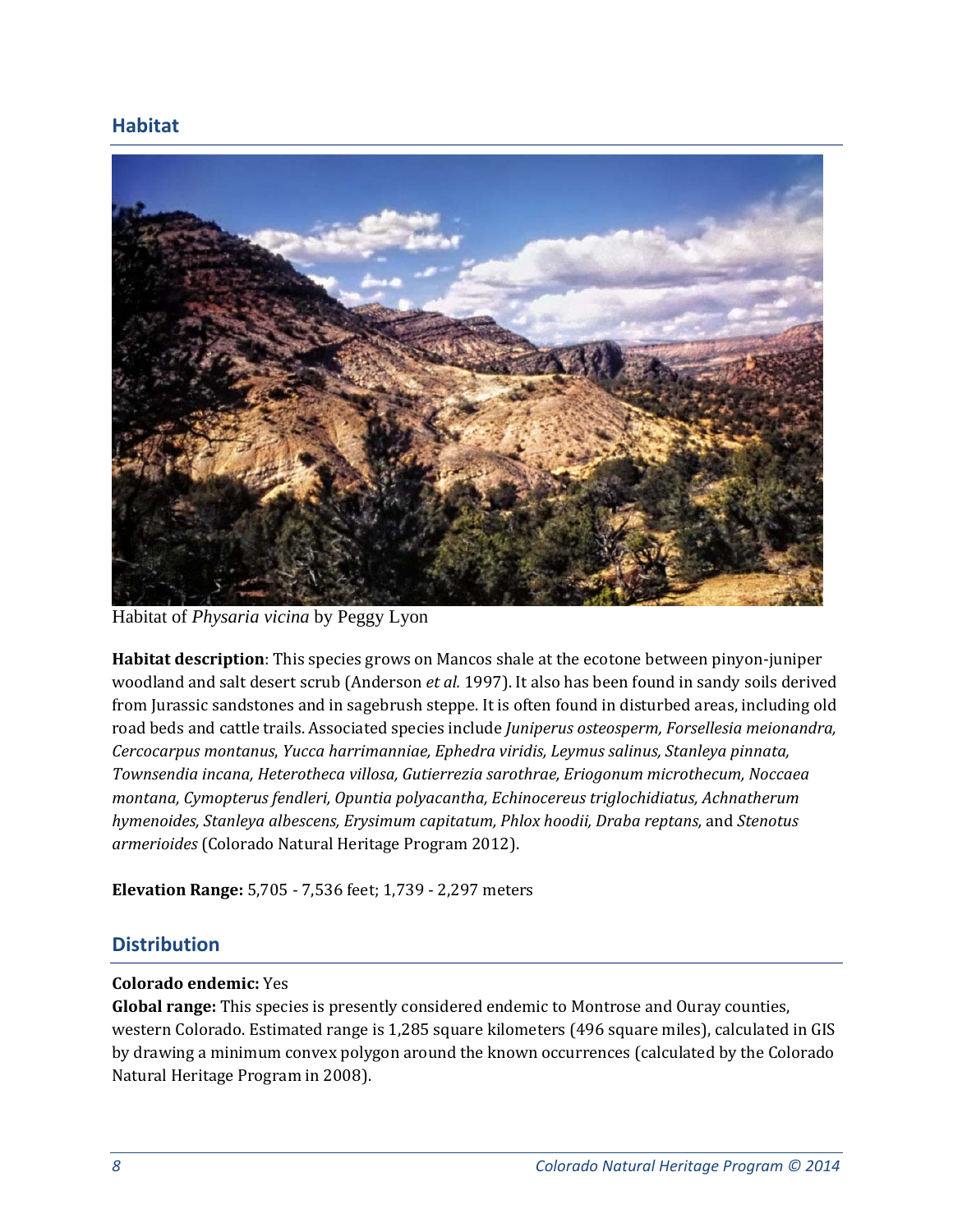## Habitat

Habitat of *Physaria vicina* by Peggy Lyon

**Habitat description**: This species grows on Mancos shale at the ecotone between pinyon-juniper woodland and salt desert scrub (Anderson *et al.* 1997). It also has been found in sandy soils derived from Jurassic sandstones and in sagebrush steppe. It is often found in disturbed areas, including old road beds and cattle trails. Associated species include *Juniperus osteosperm, Forsellesia meionandra, Cercocarpus montanus*, *Yucca harrimanniae, Ephedra viridis, Leymus salinus, Stanleya pinnata, Townsendia incana, Heterotheca villosa, Gutierrezia sarothrae, Eriogonum microthecum, Noccaea montana, Cymopterus fendleri, Opuntia polyacantha, Echinocereus triglochidiatus, Achnatherum hymenoides, Stanleya albescens, Erysimum capitatum, Phlox hoodii, Draba reptans,* and *Stenotus armerioides* (Colorado Natural Heritage Program 2012).

**Elevation Range:** 5,705 - 7,536 feet; 1,739 - 2,297 meters

## Distribution

**Colorado endemic:** Yes
**Global range:** This species is presently considered endemic to Montrose and Ouray counties, western Colorado. Estimated range is 1,285 square kilometers (496 square miles), calculated in GIS by drawing a minimum convex polygon around the known occurrences (calculated by the Colorado Natural Heritage Program in 2008).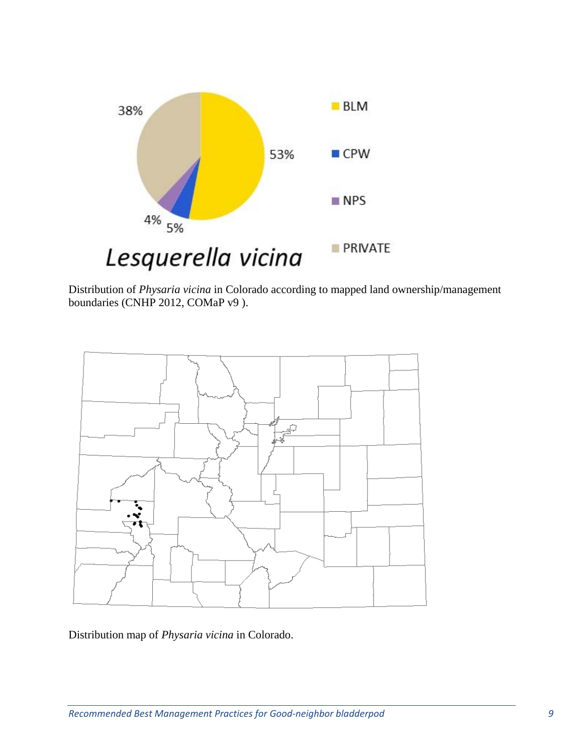Distribution of *Physaria vicina* in Colorado according to mapped land ownership/management boundaries (CNHP 2012, COMaP v9 ).

Distribution map of *Physaria vicina* in Colorado.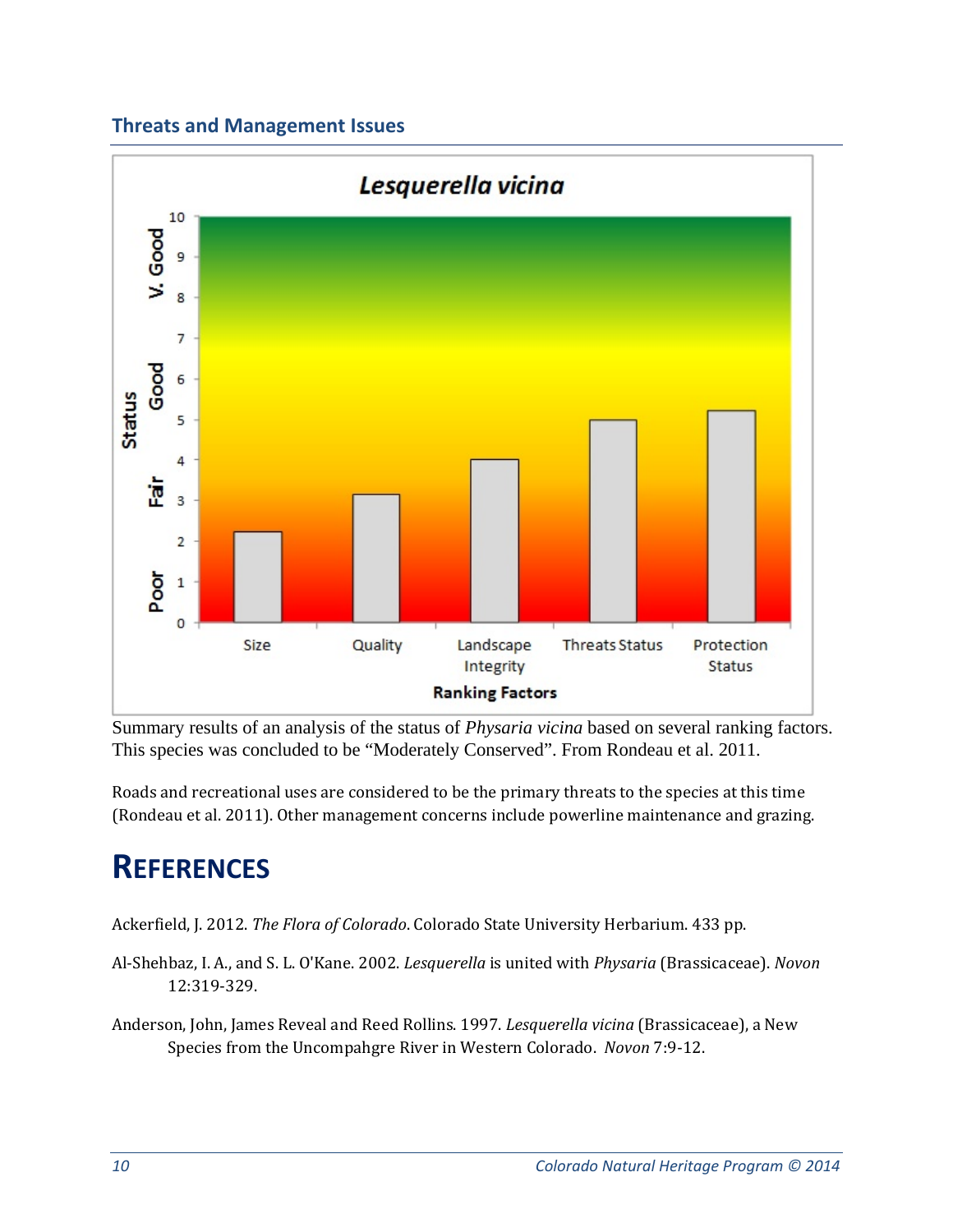## Threats and Management Issues

Summary results of an analysis of the status of *Physaria vicina* based on several ranking factors. This species was concluded to be "Moderately Conserved". From Rondeau et al. 2011.

Roads and recreational uses are considered to be the primary threats to the species at this time (Rondeau et al. 2011). Other management concerns include powerline maintenance and grazing.

# REFERENCES

Ackerfield, J. 2012. *The Flora of Colorado*. Colorado State University Herbarium. 433 pp.

Al-Shehbaz, I. A., and S. L. O'Kane. 2002. *Lesquerella* is united with *Physaria* (Brassicaceae). *Novon* 12:319-329.

Anderson, John, James Reveal and Reed Rollins. 1997. *Lesquerella vicina* (Brassicaceae), a New Species from the Uncompahgre River in Western Colorado. *Novon* 7:9-12.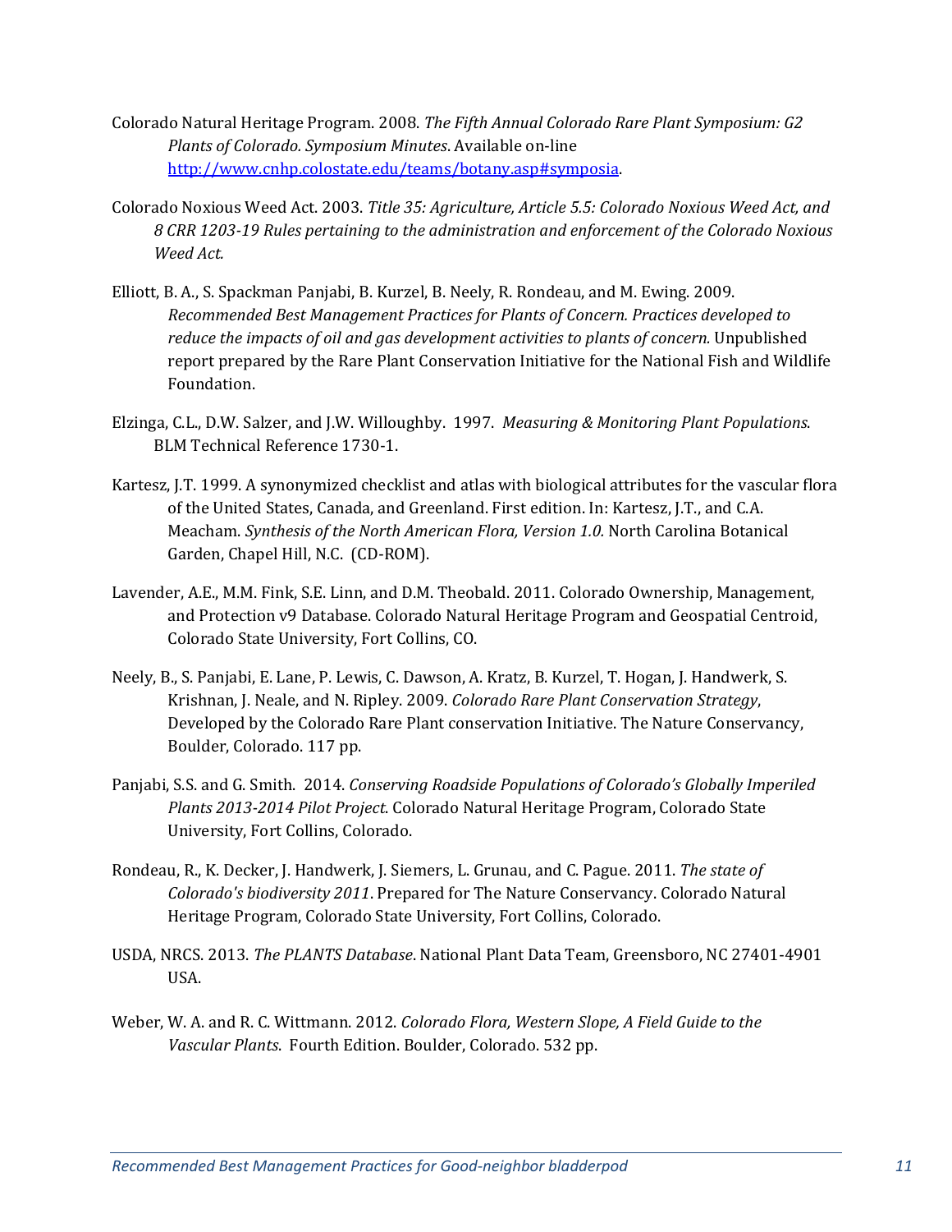Colorado Natural Heritage Program. 2008. *The Fifth Annual Colorado Rare Plant Symposium: G2 Plants of Colorado. Symposium Minutes*. Available on-line [http://www.cnhp.colostate.edu/teams/botany.asp#symposia](http://www.cnhp.colostate.edu/teams/botany.asp#symposia).

Colorado Noxious Weed Act. 2003. *Title 35: Agriculture, Article 5.5: Colorado Noxious Weed Act, and 8 CRR 1203-19 Rules pertaining to the administration and enforcement of the Colorado Noxious Weed Act.*

Elliott, B. A., S. Spackman Panjabi, B. Kurzel, B. Neely, R. Rondeau, and M. Ewing. 2009. *Recommended Best Management Practices for Plants of Concern. Practices developed to reduce the impacts of oil and gas development activities to plants of concern.* Unpublished report prepared by the Rare Plant Conservation Initiative for the National Fish and Wildlife Foundation.

Elzinga, C.L., D.W. Salzer, and J.W. Willoughby. 1997. *Measuring & Monitoring Plant Populations*. BLM Technical Reference 1730-1.

Kartesz, J.T. 1999. A synonymized checklist and atlas with biological attributes for the vascular flora of the United States, Canada, and Greenland. First edition. In: Kartesz, J.T., and C.A. Meacham. *Synthesis of the North American Flora, Version 1.0.* North Carolina Botanical Garden, Chapel Hill, N.C. (CD-ROM).

Lavender, A.E., M.M. Fink, S.E. Linn, and D.M. Theobald. 2011. Colorado Ownership, Management, and Protection v9 Database. Colorado Natural Heritage Program and Geospatial Centroid, Colorado State University, Fort Collins, CO.

Neely, B., S. Panjabi, E. Lane, P. Lewis, C. Dawson, A. Kratz, B. Kurzel, T. Hogan, J. Handwerk, S. Krishnan, J. Neale, and N. Ripley. 2009. *Colorado Rare Plant Conservation Strategy*, Developed by the Colorado Rare Plant conservation Initiative. The Nature Conservancy, Boulder, Colorado. 117 pp.

Panjabi, S.S. and G. Smith. 2014. *Conserving Roadside Populations of Colorado's Globally Imperiled Plants 2013-2014 Pilot Project*. Colorado Natural Heritage Program, Colorado State University, Fort Collins, Colorado.

Rondeau, R., K. Decker, J. Handwerk, J. Siemers, L. Grunau, and C. Pague. 2011. *The state of Colorado's biodiversity 2011*. Prepared for The Nature Conservancy. Colorado Natural Heritage Program, Colorado State University, Fort Collins, Colorado.

USDA, NRCS. 2013. *The PLANTS Database*. National Plant Data Team, Greensboro, NC 27401-4901 USA.

Weber, W. A. and R. C. Wittmann. 2012. *Colorado Flora, Western Slope, A Field Guide to the Vascular Plants*. Fourth Edition. Boulder, Colorado. 532 pp.